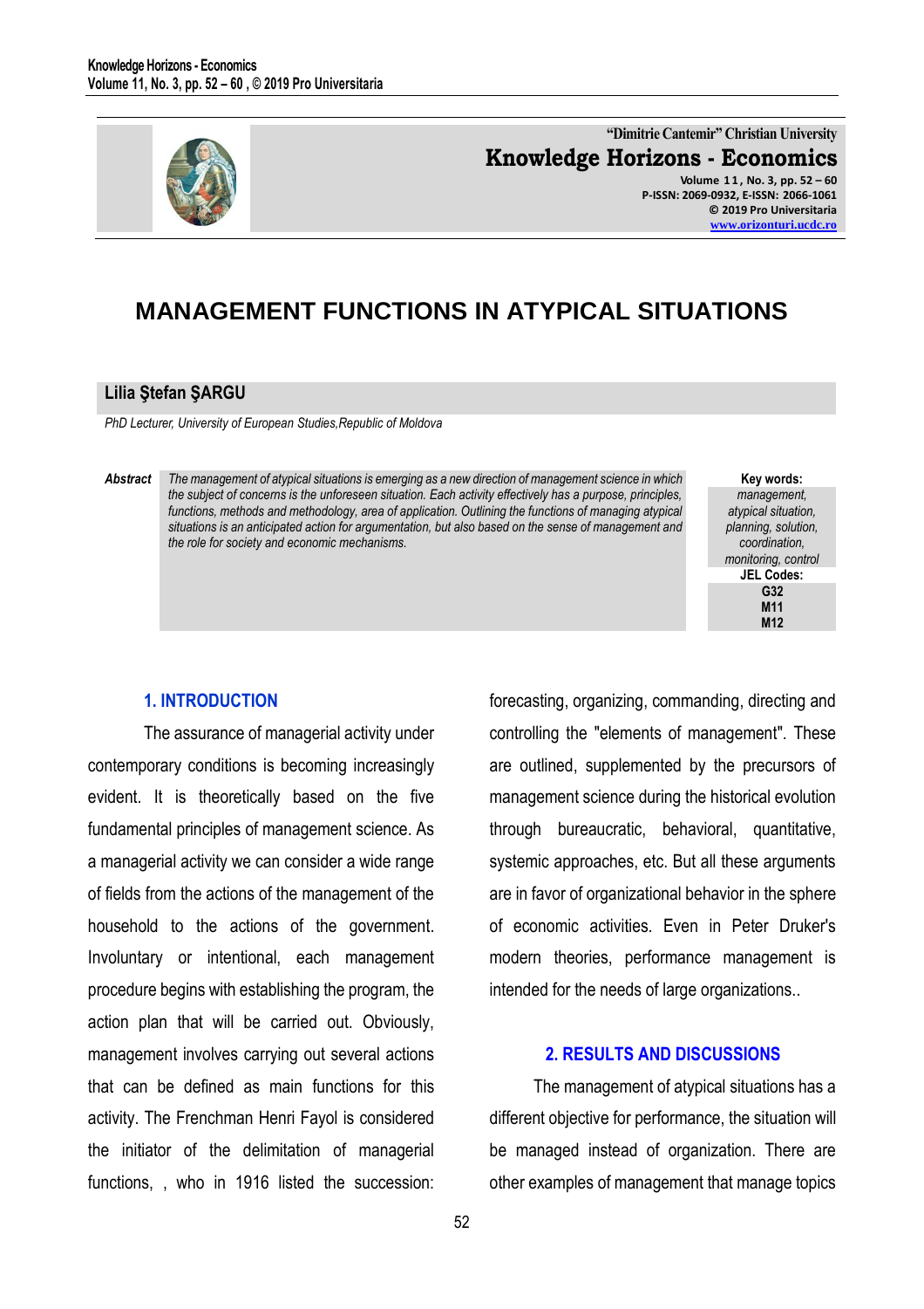"Dimitrie Cantemir" Christian University
**Knowledge Horizons - Economics**
Volume 11, No. 3, pp. 52 – 60
P-ISSN: 2069-0932, E-ISSN: 2066-1061
© 2019 Pro Universitaria
www.orizonturi.ucdc.ro

# MANAGEMENT FUNCTIONS IN ATYPICAL SITUATIONS

**Lilia Ştefan ŞARGU**

*PhD Lecturer, University of European Studies,Republic of Moldova*

***Abstract*** *The management of atypical situations is emerging as a new direction of management science in which the subject of concerns is the unforeseen situation. Each activity effectively has a purpose, principles, functions, methods and methodology, area of application. Outlining the functions of managing atypical situations is an anticipated action for argumentation, but also based on the sense of management and the role for society and economic mechanisms.*

**Key words:**
*management, atypical situation, planning, solution, coordination, monitoring, control*

**JEL Codes:**
**G32**
**M11**
**M12**

## 1. INTRODUCTION

The assurance of managerial activity under contemporary conditions is becoming increasingly evident. It is theoretically based on the five fundamental principles of management science. As a managerial activity we can consider a wide range of fields from the actions of the management of the household to the actions of the government. Involuntary or intentional, each management procedure begins with establishing the program, the action plan that will be carried out. Obviously, management involves carrying out several actions that can be defined as main functions for this activity. The Frenchman Henri Fayol is considered the initiator of the delimitation of managerial functions, , who in 1916 listed the succession: forecasting, organizing, commanding, directing and controlling the "elements of management". These are outlined, supplemented by the precursors of management science during the historical evolution through bureaucratic, behavioral, quantitative, systemic approaches, etc. But all these arguments are in favor of organizational behavior in the sphere of economic activities. Even in Peter Druker's modern theories, performance management is intended for the needs of large organizations..

## 2. RESULTS AND DISCUSSIONS

The management of atypical situations has a different objective for performance, the situation will be managed instead of organization. There are other examples of management that manage topics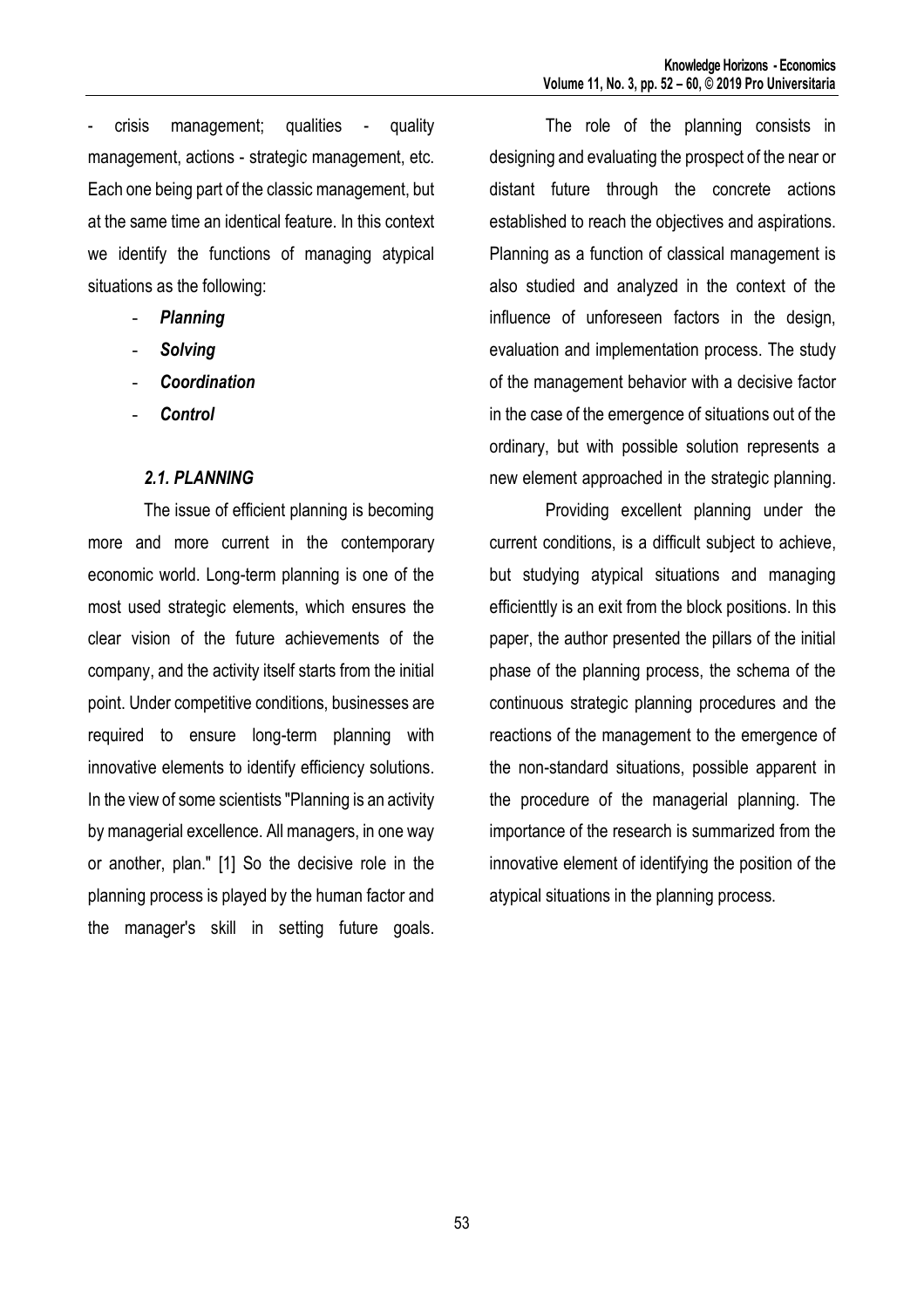- crisis management; qualities - quality management, actions - strategic management, etc. Each one being part of the classic management, but at the same time an identical feature. In this context we identify the functions of managing atypical situations as the following:

- ***Planning***
- ***Solving***
- ***Coordination***
- ***Control***

### *2.1. PLANNING*

The issue of efficient planning is becoming more and more current in the contemporary economic world. Long-term planning is one of the most used strategic elements, which ensures the clear vision of the future achievements of the company, and the activity itself starts from the initial point. Under competitive conditions, businesses are required to ensure long-term planning with innovative elements to identify efficiency solutions. In the view of some scientists "Planning is an activity by managerial excellence. All managers, in one way or another, plan." [1] So the decisive role in the planning process is played by the human factor and the manager's skill in setting future goals.

The role of the planning consists in designing and evaluating the prospect of the near or distant future through the concrete actions established to reach the objectives and aspirations. Planning as a function of classical management is also studied and analyzed in the context of the influence of unforeseen factors in the design, evaluation and implementation process. The study of the management behavior with a decisive factor in the case of the emergence of situations out of the ordinary, but with possible solution represents a new element approached in the strategic planning.

Providing excellent planning under the current conditions, is a difficult subject to achieve, but studying atypical situations and managing efficienttly is an exit from the block positions. In this paper, the author presented the pillars of the initial phase of the planning process, the schema of the continuous strategic planning procedures and the reactions of the management to the emergence of the non-standard situations, possible apparent in the procedure of the managerial planning. The importance of the research is summarized from the innovative element of identifying the position of the atypical situations in the planning process.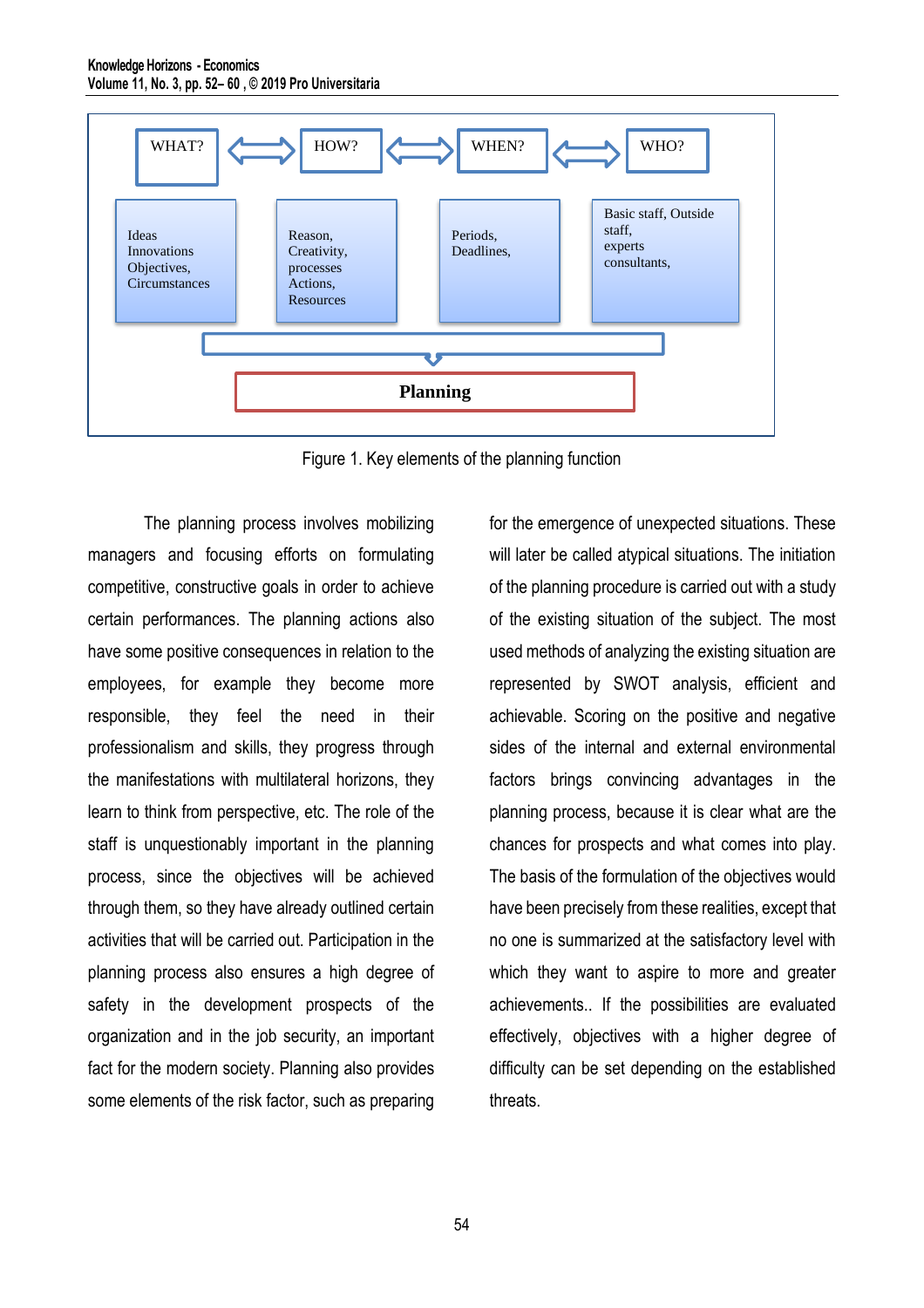| WHAT? | HOW? | WHEN? | WHO? |
| --- | --- | --- | --- |
| Ideas Innovations Objectives, Circumstances | Reason, Creativity, processes Actions, Resources | Periods, Deadlines, | Basic staff, Outside staff, experts consultants, |

**Planning**

Figure 1. Key elements of the planning function

The planning process involves mobilizing managers and focusing efforts on formulating competitive, constructive goals in order to achieve certain performances. The planning actions also have some positive consequences in relation to the employees, for example they become more responsible, they feel the need in their professionalism and skills, they progress through the manifestations with multilateral horizons, they learn to think from perspective, etc. The role of the staff is unquestionably important in the planning process, since the objectives will be achieved through them, so they have already outlined certain activities that will be carried out. Participation in the planning process also ensures a high degree of safety in the development prospects of the organization and in the job security, an important fact for the modern society. Planning also provides some elements of the risk factor, such as preparing for the emergence of unexpected situations. These will later be called atypical situations. The initiation of the planning procedure is carried out with a study of the existing situation of the subject. The most used methods of analyzing the existing situation are represented by SWOT analysis, efficient and achievable. Scoring on the positive and negative sides of the internal and external environmental factors brings convincing advantages in the planning process, because it is clear what are the chances for prospects and what comes into play. The basis of the formulation of the objectives would have been precisely from these realities, except that no one is summarized at the satisfactory level with which they want to aspire to more and greater achievements.. If the possibilities are evaluated effectively, objectives with a higher degree of difficulty can be set depending on the established threats.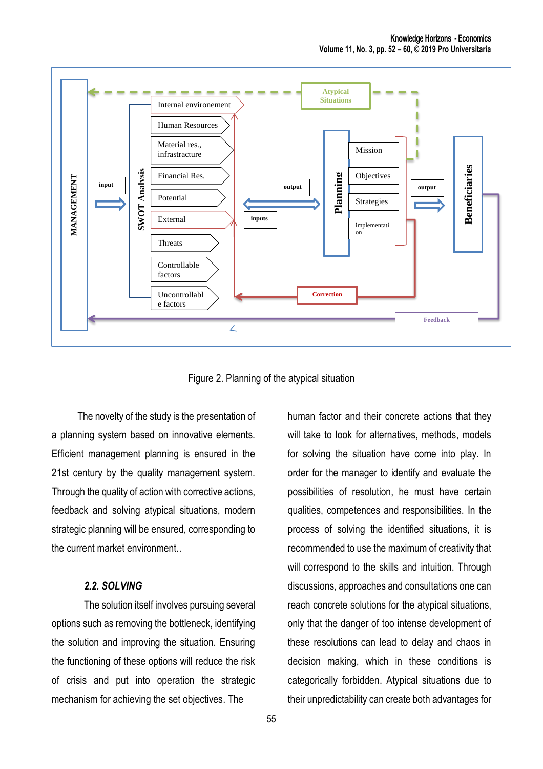Figure 2. Planning of the atypical situation

The novelty of the study is the presentation of a planning system based on innovative elements. Efficient management planning is ensured in the 21st century by the quality management system. Through the quality of action with corrective actions, feedback and solving atypical situations, modern strategic planning will be ensured, corresponding to the current market environment..

### *2.2. SOLVING*

The solution itself involves pursuing several options such as removing the bottleneck, identifying the solution and improving the situation. Ensuring the functioning of these options will reduce the risk of crisis and put into operation the strategic mechanism for achieving the set objectives. The human factor and their concrete actions that they will take to look for alternatives, methods, models for solving the situation have come into play. In order for the manager to identify and evaluate the possibilities of resolution, he must have certain qualities, competences and responsibilities. In the process of solving the identified situations, it is recommended to use the maximum of creativity that will correspond to the skills and intuition. Through discussions, approaches and consultations one can reach concrete solutions for the atypical situations, only that the danger of too intense development of these resolutions can lead to delay and chaos in decision making, which in these conditions is categorically forbidden. Atypical situations due to their unpredictability can create both advantages for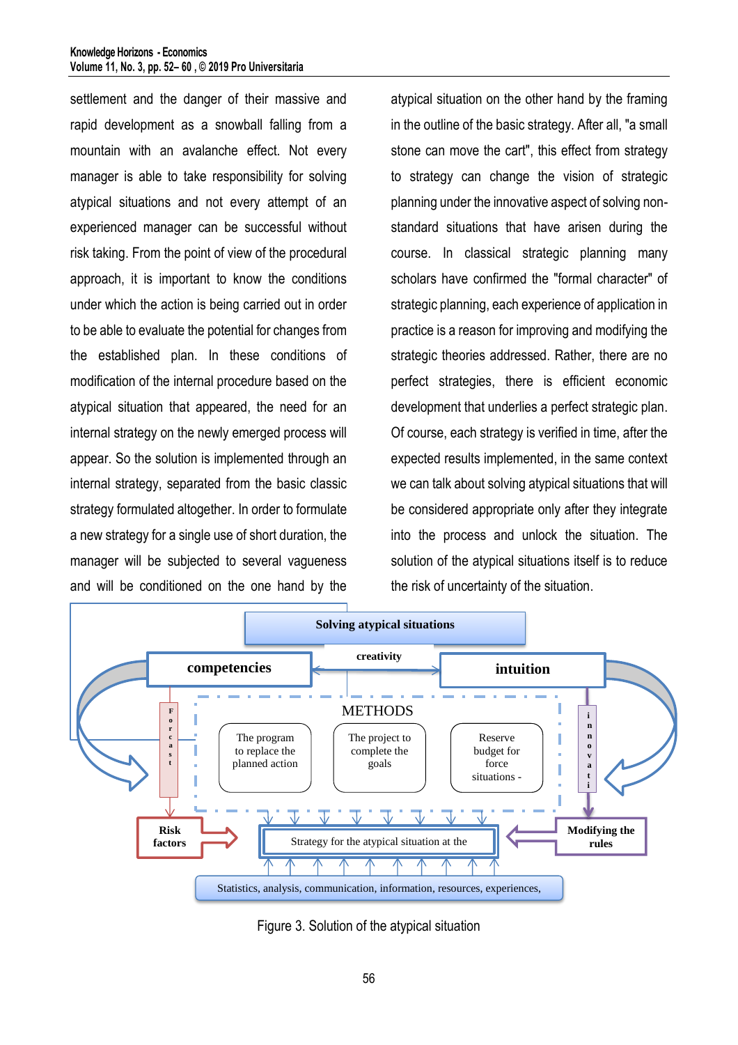settlement and the danger of their massive and rapid development as a snowball falling from a mountain with an avalanche effect. Not every manager is able to take responsibility for solving atypical situations and not every attempt of an experienced manager can be successful without risk taking. From the point of view of the procedural approach, it is important to know the conditions under which the action is being carried out in order to be able to evaluate the potential for changes from the established plan. In these conditions of modification of the internal procedure based on the atypical situation that appeared, the need for an internal strategy on the newly emerged process will appear. So the solution is implemented through an internal strategy, separated from the basic classic strategy formulated altogether. In order to formulate a new strategy for a single use of short duration, the manager will be subjected to several vagueness and will be conditioned on the one hand by the atypical situation on the other hand by the framing in the outline of the basic strategy. After all, "a small stone can move the cart", this effect from strategy to strategy can change the vision of strategic planning under the innovative aspect of solving non-standard situations that have arisen during the course. In classical strategic planning many scholars have confirmed the "formal character" of strategic planning, each experience of application in practice is a reason for improving and modifying the strategic theories addressed. Rather, there are no perfect strategies, there is efficient economic development that underlies a perfect strategic plan. Of course, each strategy is verified in time, after the expected results implemented, in the same context we can talk about solving atypical situations that will be considered appropriate only after they integrate into the process and unlock the situation. The solution of the atypical situations itself is to reduce the risk of uncertainty of the situation.

Solving atypical situations

competencies — creativity — intuition

Forcast | METHODS | inovati

The program to replace the planned action | The project to complete the goals | Reserve budget for force situations -

Risk factors → Strategy for the atypical situation at the ← Modifying the rules

Statistics, analysis, communication, information, resources, experiences,

Figure 3. Solution of the atypical situation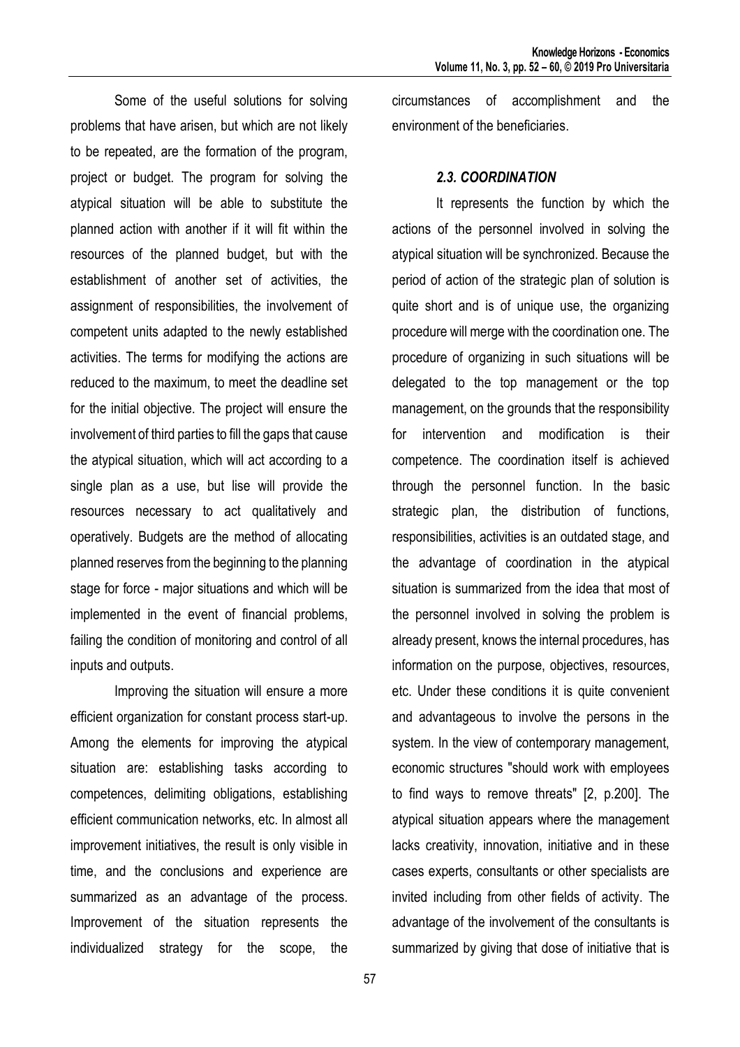Some of the useful solutions for solving problems that have arisen, but which are not likely to be repeated, are the formation of the program, project or budget. The program for solving the atypical situation will be able to substitute the planned action with another if it will fit within the resources of the planned budget, but with the establishment of another set of activities, the assignment of responsibilities, the involvement of competent units adapted to the newly established activities. The terms for modifying the actions are reduced to the maximum, to meet the deadline set for the initial objective. The project will ensure the involvement of third parties to fill the gaps that cause the atypical situation, which will act according to a single plan as a use, but lise will provide the resources necessary to act qualitatively and operatively. Budgets are the method of allocating planned reserves from the beginning to the planning stage for force - major situations and which will be implemented in the event of financial problems, failing the condition of monitoring and control of all inputs and outputs.

Improving the situation will ensure a more efficient organization for constant process start-up. Among the elements for improving the atypical situation are: establishing tasks according to competences, delimiting obligations, establishing efficient communication networks, etc. In almost all improvement initiatives, the result is only visible in time, and the conclusions and experience are summarized as an advantage of the process. Improvement of the situation represents the individualized strategy for the scope, the circumstances of accomplishment and the environment of the beneficiaries.

### *2.3. COORDINATION*

It represents the function by which the actions of the personnel involved in solving the atypical situation will be synchronized. Because the period of action of the strategic plan of solution is quite short and is of unique use, the organizing procedure will merge with the coordination one. The procedure of organizing in such situations will be delegated to the top management or the top management, on the grounds that the responsibility for intervention and modification is their competence. The coordination itself is achieved through the personnel function. In the basic strategic plan, the distribution of functions, responsibilities, activities is an outdated stage, and the advantage of coordination in the atypical situation is summarized from the idea that most of the personnel involved in solving the problem is already present, knows the internal procedures, has information on the purpose, objectives, resources, etc. Under these conditions it is quite convenient and advantageous to involve the persons in the system. In the view of contemporary management, economic structures "should work with employees to find ways to remove threats" [2, p.200]. The atypical situation appears where the management lacks creativity, innovation, initiative and in these cases experts, consultants or other specialists are invited including from other fields of activity. The advantage of the involvement of the consultants is summarized by giving that dose of initiative that is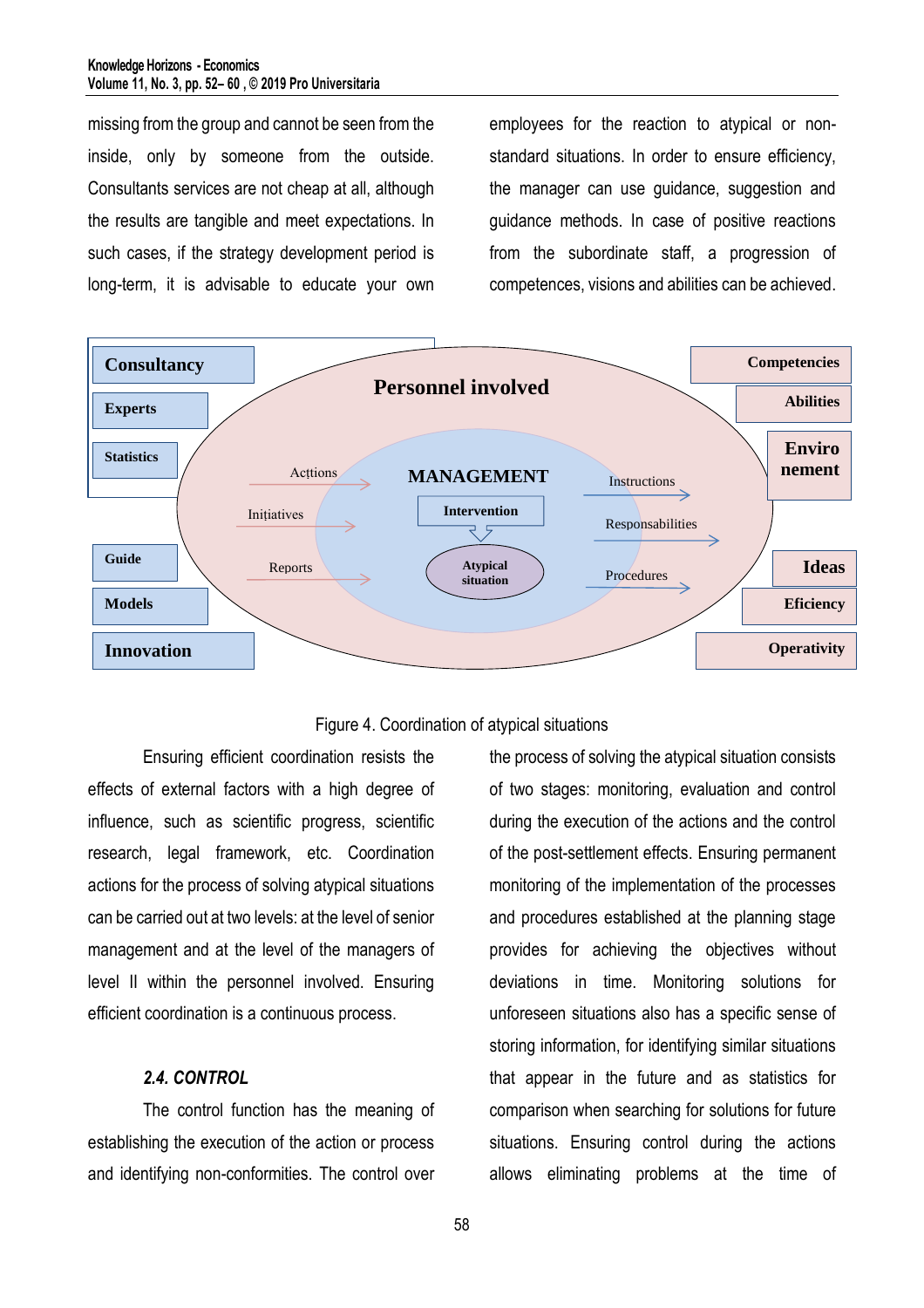missing from the group and cannot be seen from the inside, only by someone from the outside. Consultants services are not cheap at all, although the results are tangible and meet expectations. In such cases, if the strategy development period is long-term, it is advisable to educate your own employees for the reaction to atypical or non-standard situations. In order to ensure efficiency, the manager can use guidance, suggestion and guidance methods. In case of positive reactions from the subordinate staff, a progression of competences, visions and abilities can be achieved.

Consultancy, Experts, Statistics, Guide, Models, Innovation, Personnel involved, MANAGEMENT, Actions, Initiatives, Reports, Intervention, Atypical situation, Instructions, Responsabilities, Procedures, Competencies, Abilities, Enviro nement, Ideas, Eficiency, Operativity

Figure 4. Coordination of atypical situations

Ensuring efficient coordination resists the effects of external factors with a high degree of influence, such as scientific progress, scientific research, legal framework, etc. Coordination actions for the process of solving atypical situations can be carried out at two levels: at the level of senior management and at the level of the managers of level II within the personnel involved. Ensuring efficient coordination is a continuous process.

### *2.4. CONTROL*

The control function has the meaning of establishing the execution of the action or process and identifying non-conformities. The control over the process of solving the atypical situation consists of two stages: monitoring, evaluation and control during the execution of the actions and the control of the post-settlement effects. Ensuring permanent monitoring of the implementation of the processes and procedures established at the planning stage provides for achieving the objectives without deviations in time. Monitoring solutions for unforeseen situations also has a specific sense of storing information, for identifying similar situations that appear in the future and as statistics for comparison when searching for solutions for future situations. Ensuring control during the actions allows eliminating problems at the time of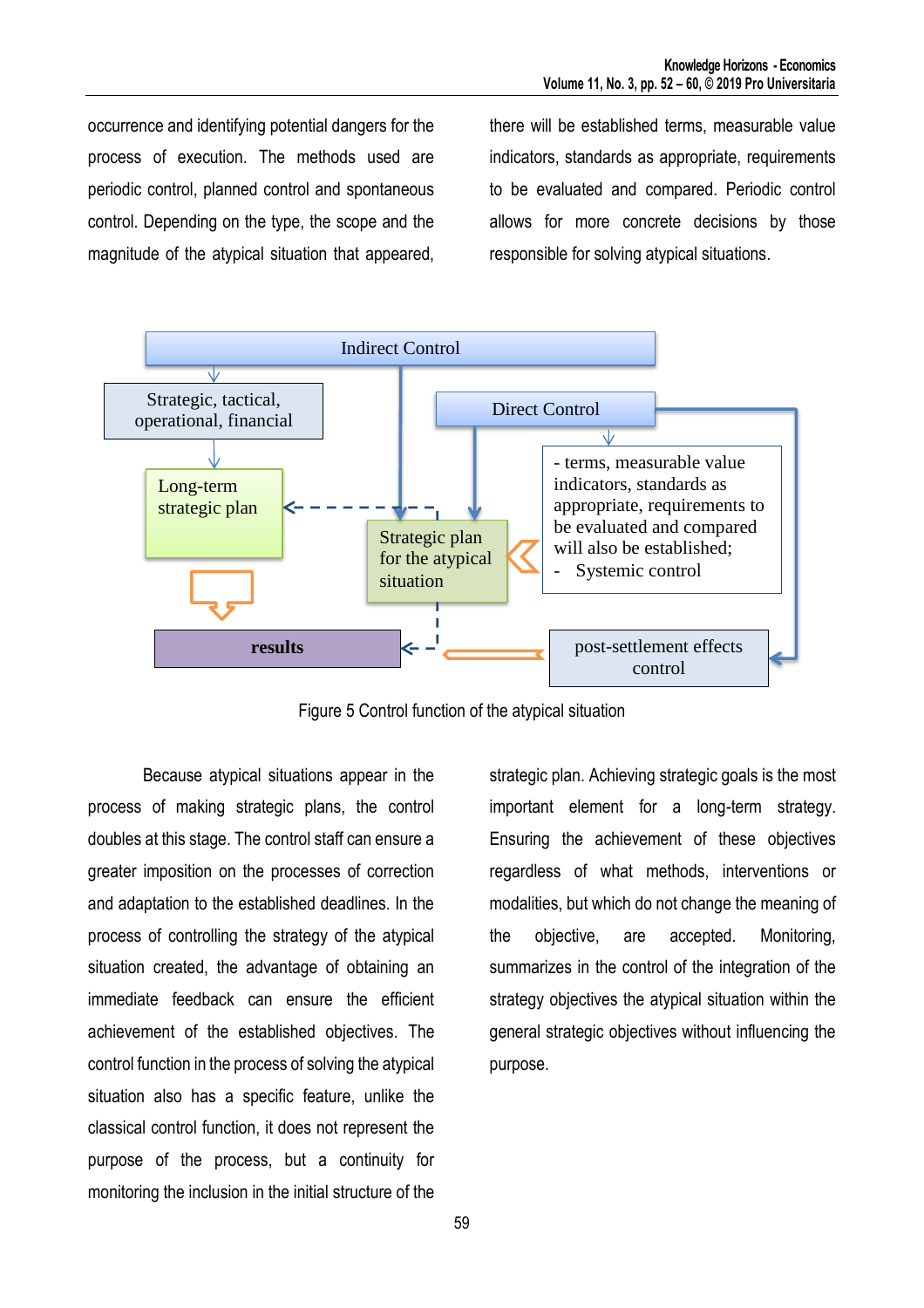occurrence and identifying potential dangers for the process of execution. The methods used are periodic control, planned control and spontaneous control. Depending on the type, the scope and the magnitude of the atypical situation that appeared, there will be established terms, measurable value indicators, standards as appropriate, requirements to be evaluated and compared. Periodic control allows for more concrete decisions by those responsible for solving atypical situations.

Indirect Control

Strategic, tactical, operational, financial

Direct Control

Long-term strategic plan

Strategic plan for the atypical situation

- terms, measurable value indicators, standards as appropriate, requirements to be evaluated and compared will also be established;
- Systemic control

results

post-settlement effects control

Figure 5 Control function of the atypical situation

Because atypical situations appear in the process of making strategic plans, the control doubles at this stage. The control staff can ensure a greater imposition on the processes of correction and adaptation to the established deadlines. In the process of controlling the strategy of the atypical situation created, the advantage of obtaining an immediate feedback can ensure the efficient achievement of the established objectives. The control function in the process of solving the atypical situation also has a specific feature, unlike the classical control function, it does not represent the purpose of the process, but a continuity for monitoring the inclusion in the initial structure of the strategic plan. Achieving strategic goals is the most important element for a long-term strategy. Ensuring the achievement of these objectives regardless of what methods, interventions or modalities, but which do not change the meaning of the objective, are accepted. Monitoring, summarizes in the control of the integration of the strategy objectives the atypical situation within the general strategic objectives without influencing the purpose.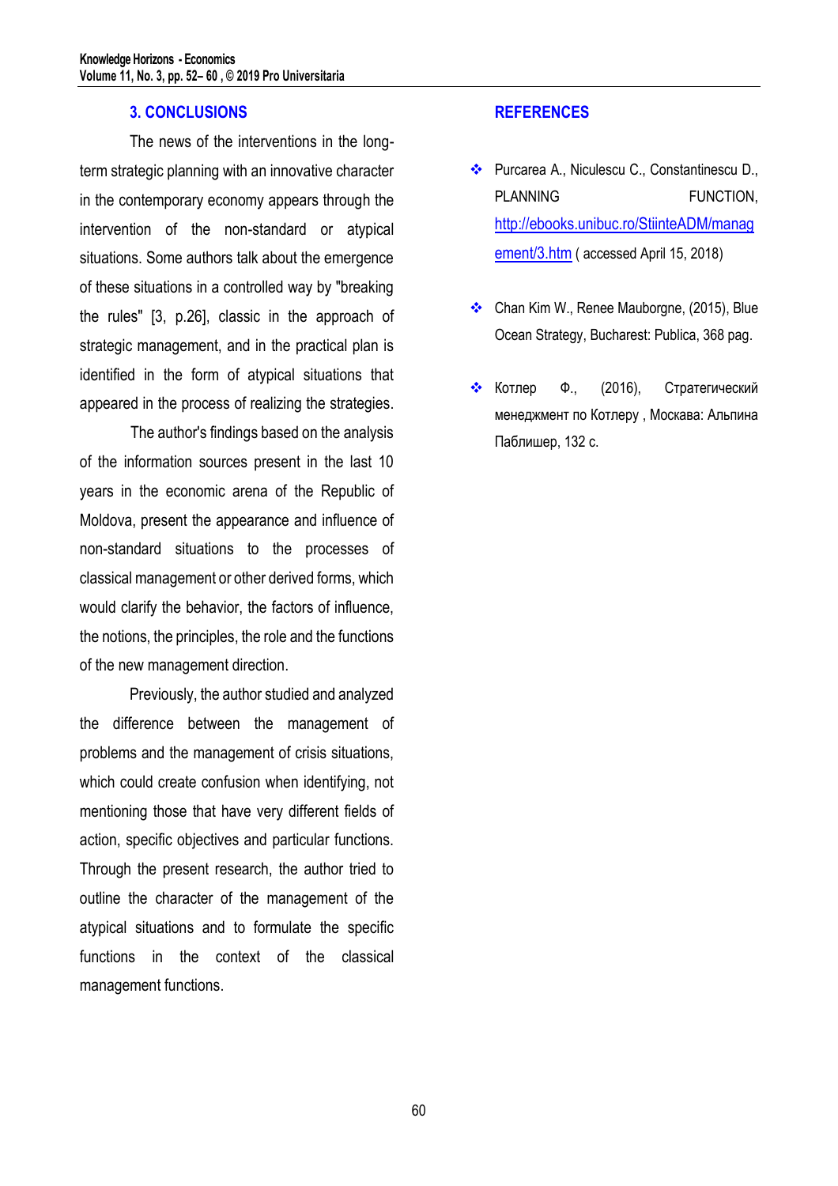## 3. CONCLUSIONS

The news of the interventions in the long-term strategic planning with an innovative character in the contemporary economy appears through the intervention of the non-standard or atypical situations. Some authors talk about the emergence of these situations in a controlled way by "breaking the rules" [3, p.26], classic in the approach of strategic management, and in the practical plan is identified in the form of atypical situations that appeared in the process of realizing the strategies.

The author's findings based on the analysis of the information sources present in the last 10 years in the economic arena of the Republic of Moldova, present the appearance and influence of non-standard situations to the processes of classical management or other derived forms, which would clarify the behavior, the factors of influence, the notions, the principles, the role and the functions of the new management direction.

Previously, the author studied and analyzed the difference between the management of problems and the management of crisis situations, which could create confusion when identifying, not mentioning those that have very different fields of action, specific objectives and particular functions. Through the present research, the author tried to outline the character of the management of the atypical situations and to formulate the specific functions in the context of the classical management functions.

## REFERENCES

- Purcarea A., Niculescu C., Constantinescu D., PLANNING FUNCTION, http://ebooks.unibuc.ro/StiinteADM/management/3.htm ( accessed April 15, 2018)
- Chan Kim W., Renee Mauborgne, (2015), Blue Ocean Strategy, Bucharest: Publica, 368 pag.
- Котлер Ф., (2016), Стратегический менеджмент по Котлеру , Москава: Альпина Паблишер, 132 с.